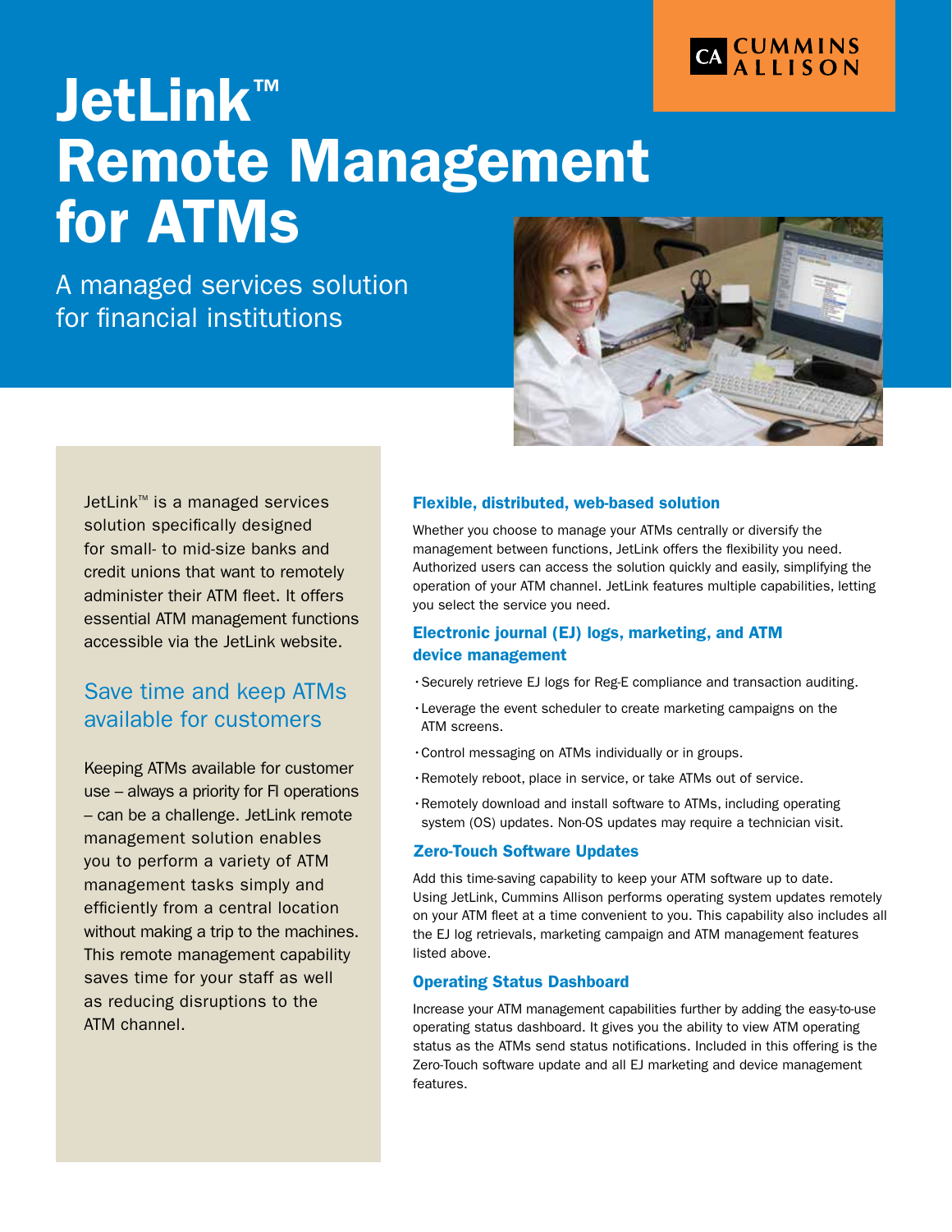CA CUMMINS ALLISON

# JetLink™ Remote Management for ATMs

A managed services solution for financial institutions

JetLink™ is a managed services solution specifically designed for small- to mid-size banks and credit unions that want to remotely administer their ATM fleet. It offers essential ATM management functions accessible via the JetLink website.

## Save time and keep ATMs available for customers

Keeping ATMs available for customer use – always a priority for FI operations – can be a challenge. JetLink remote management solution enables you to perform a variety of ATM management tasks simply and efficiently from a central location without making a trip to the machines. This remote management capability saves time for your staff as well as reducing disruptions to the ATM channel.

### Flexible, distributed, web-based solution

Whether you choose to manage your ATMs centrally or diversify the management between functions, JetLink offers the flexibility you need. Authorized users can access the solution quickly and easily, simplifying the operation of your ATM channel. JetLink features multiple capabilities, letting you select the service you need.

### Electronic journal (EJ) logs, marketing, and ATM device management

- Securely retrieve EJ logs for Reg-E compliance and transaction auditing.
- Leverage the event scheduler to create marketing campaigns on the ATM screens.
- Control messaging on ATMs individually or in groups.
- Remotely reboot, place in service, or take ATMs out of service.
- Remotely download and install software to ATMs, including operating system (OS) updates. Non-OS updates may require a technician visit.

### Zero-Touch Software Updates

Add this time-saving capability to keep your ATM software up to date. Using JetLink, Cummins Allison performs operating system updates remotely on your ATM fleet at a time convenient to you. This capability also includes all the EJ log retrievals, marketing campaign and ATM management features listed above.

### Operating Status Dashboard

Increase your ATM management capabilities further by adding the easy-to-use operating status dashboard. It gives you the ability to view ATM operating status as the ATMs send status notifications. Included in this offering is the Zero-Touch software update and all EJ marketing and device management features.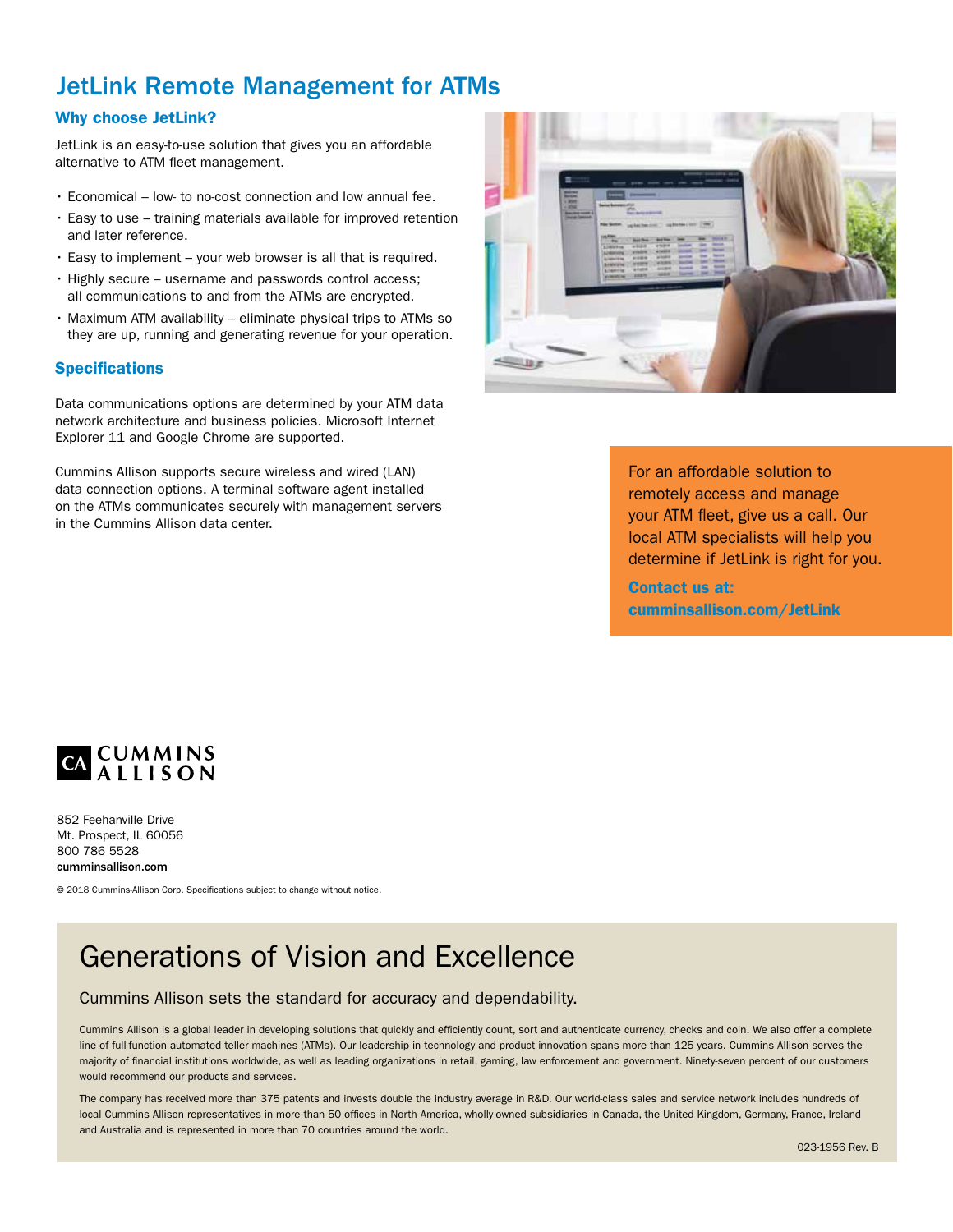# JetLink Remote Management for ATMs

## Why choose JetLink?

JetLink is an easy-to-use solution that gives you an affordable alternative to ATM fleet management.

- Economical – low- to no-cost connection and low annual fee.
- Easy to use – training materials available for improved retention and later reference.
- Easy to implement – your web browser is all that is required.
- Highly secure – username and passwords control access; all communications to and from the ATMs are encrypted.
- Maximum ATM availability – eliminate physical trips to ATMs so they are up, running and generating revenue for your operation.

## Specifications

Data communications options are determined by your ATM data network architecture and business policies. Microsoft Internet Explorer 11 and Google Chrome are supported.

Cummins Allison supports secure wireless and wired (LAN) data connection options. A terminal software agent installed on the ATMs communicates securely with management servers in the Cummins Allison data center.

For an affordable solution to remotely access and manage your ATM fleet, give us a call. Our local ATM specialists will help you determine if JetLink is right for you.

**Contact us at: cumminsallison.com/JetLink**

CA CUMMINS ALLISON

852 Feehanville Drive
Mt. Prospect, IL 60056
800 786 5528
cumminsallison.com

© 2018 Cummins-Allison Corp. Specifications subject to change without notice.

# Generations of Vision and Excellence

Cummins Allison sets the standard for accuracy and dependability.

Cummins Allison is a global leader in developing solutions that quickly and efficiently count, sort and authenticate currency, checks and coin. We also offer a complete line of full-function automated teller machines (ATMs). Our leadership in technology and product innovation spans more than 125 years. Cummins Allison serves the majority of financial institutions worldwide, as well as leading organizations in retail, gaming, law enforcement and government. Ninety-seven percent of our customers would recommend our products and services.

The company has received more than 375 patents and invests double the industry average in R&D. Our world-class sales and service network includes hundreds of local Cummins Allison representatives in more than 50 offices in North America, wholly-owned subsidiaries in Canada, the United Kingdom, Germany, France, Ireland and Australia and is represented in more than 70 countries around the world.

023-1956 Rev. B